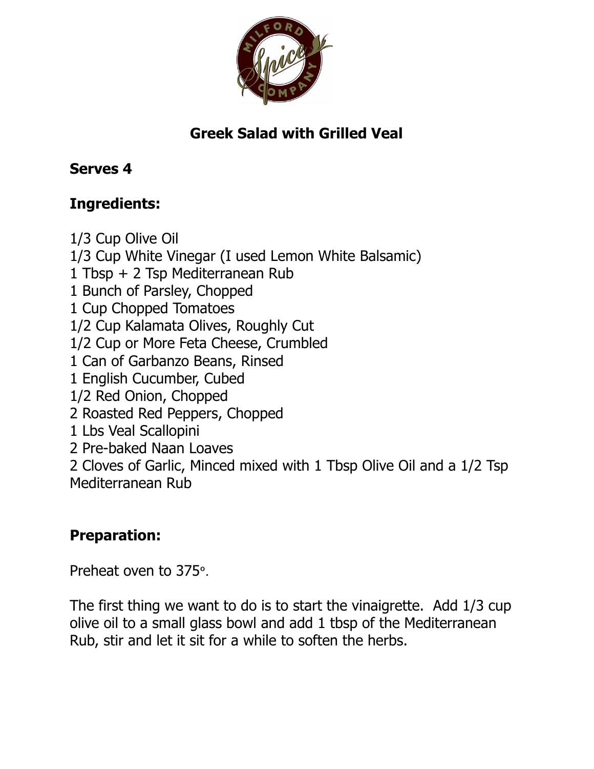# Greek Salad with Grilled Veal

**Serves 4**

## Ingredients:

1/3 Cup Olive Oil
1/3 Cup White Vinegar (I used Lemon White Balsamic)
1 Tbsp + 2 Tsp Mediterranean Rub
1 Bunch of Parsley, Chopped
1 Cup Chopped Tomatoes
1/2 Cup Kalamata Olives, Roughly Cut
1/2 Cup or More Feta Cheese, Crumbled
1 Can of Garbanzo Beans, Rinsed
1 English Cucumber, Cubed
1/2 Red Onion, Chopped
2 Roasted Red Peppers, Chopped
1 Lbs Veal Scallopini
2 Pre-baked Naan Loaves
2 Cloves of Garlic, Minced mixed with 1 Tbsp Olive Oil and a 1/2 Tsp Mediterranean Rub

## Preparation:

Preheat oven to 375°.

The first thing we want to do is to start the vinaigrette. Add 1/3 cup olive oil to a small glass bowl and add 1 tbsp of the Mediterranean Rub, stir and let it sit for a while to soften the herbs.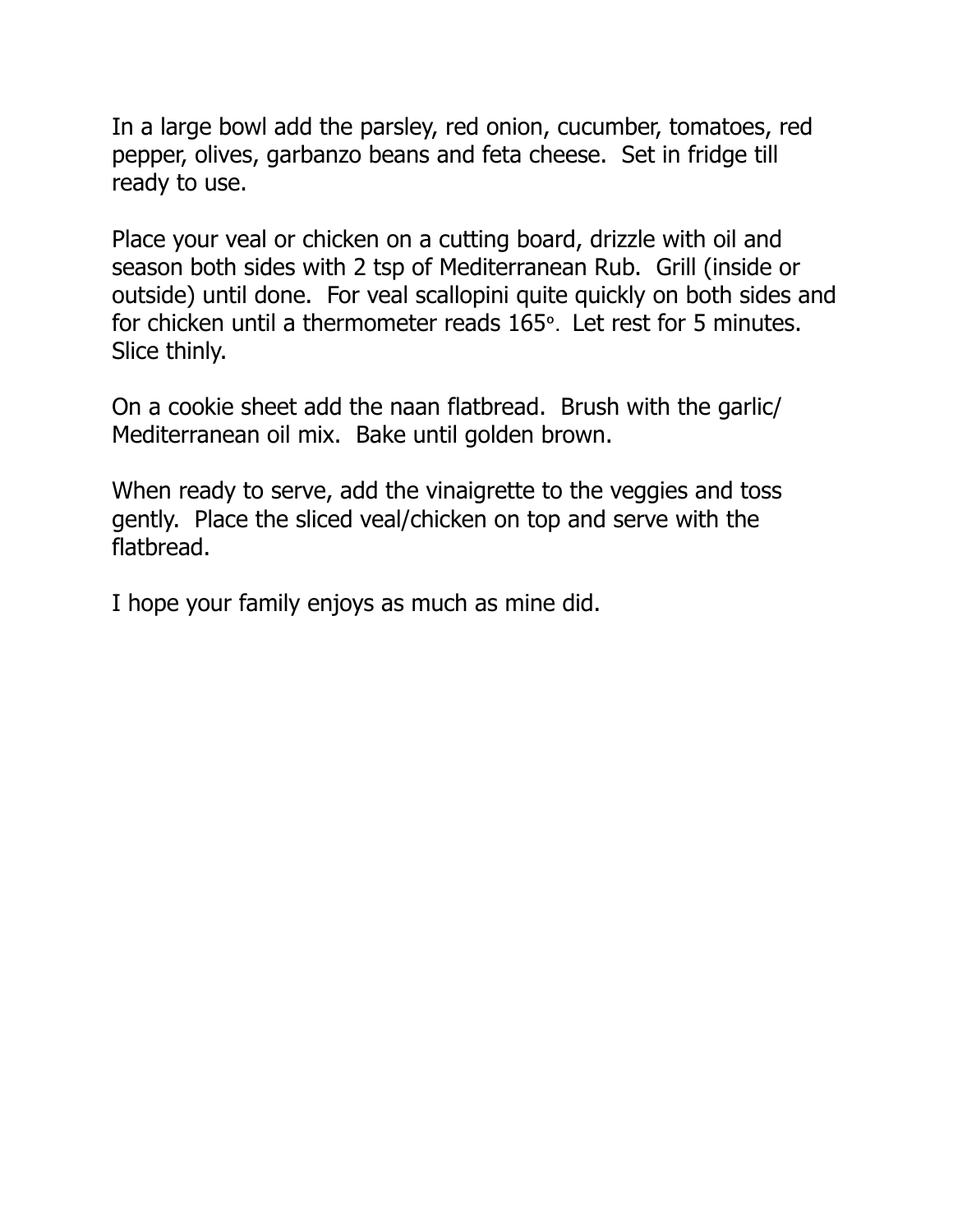In a large bowl add the parsley, red onion, cucumber, tomatoes, red pepper, olives, garbanzo beans and feta cheese. Set in fridge till ready to use.

Place your veal or chicken on a cutting board, drizzle with oil and season both sides with 2 tsp of Mediterranean Rub. Grill (inside or outside) until done. For veal scallopini quite quickly on both sides and for chicken until a thermometer reads 165°. Let rest for 5 minutes. Slice thinly.

On a cookie sheet add the naan flatbread. Brush with the garlic/ Mediterranean oil mix. Bake until golden brown.

When ready to serve, add the vinaigrette to the veggies and toss gently. Place the sliced veal/chicken on top and serve with the flatbread.

I hope your family enjoys as much as mine did.